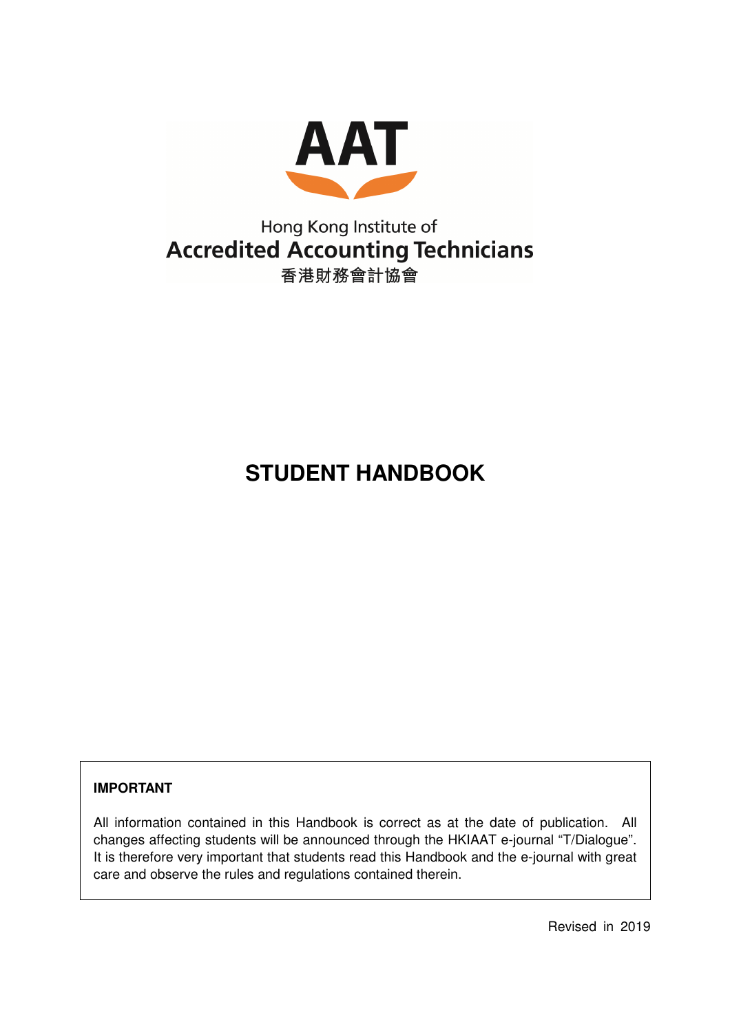AAT

Hong Kong Institute of
**Accredited Accounting Technicians**
香港財務會計協會

# STUDENT HANDBOOK

**IMPORTANT**

All information contained in this Handbook is correct as at the date of publication. All changes affecting students will be announced through the HKIAAT e-journal “T/Dialogue”. It is therefore very important that students read this Handbook and the e-journal with great care and observe the rules and regulations contained therein.

Revised in 2019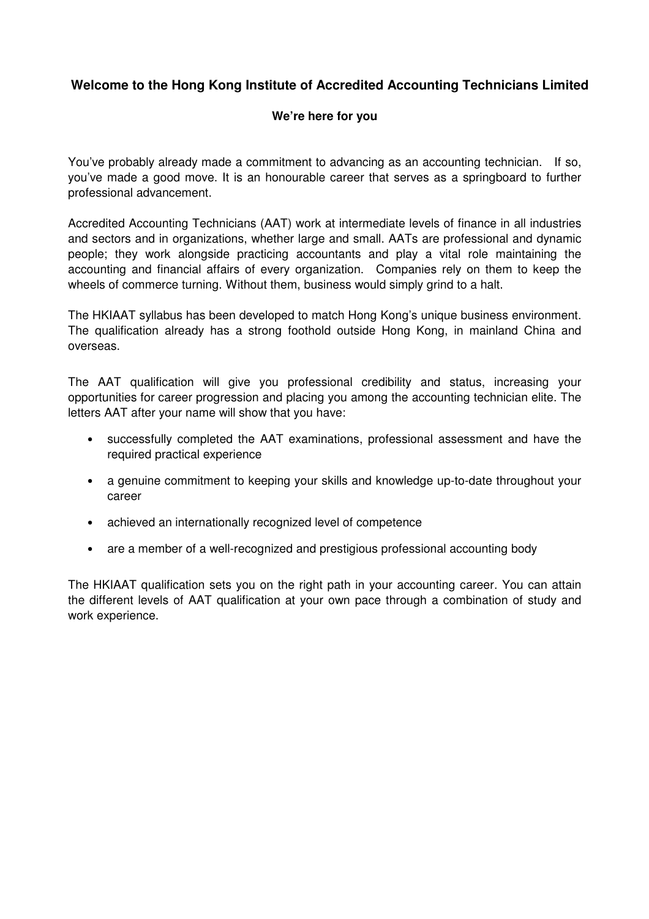## Welcome to the Hong Kong Institute of Accredited Accounting Technicians Limited

### We're here for you

You've probably already made a commitment to advancing as an accounting technician. If so, you've made a good move. It is an honourable career that serves as a springboard to further professional advancement.

Accredited Accounting Technicians (AAT) work at intermediate levels of finance in all industries and sectors and in organizations, whether large and small. AATs are professional and dynamic people; they work alongside practicing accountants and play a vital role maintaining the accounting and financial affairs of every organization. Companies rely on them to keep the wheels of commerce turning. Without them, business would simply grind to a halt.

The HKIAAT syllabus has been developed to match Hong Kong's unique business environment. The qualification already has a strong foothold outside Hong Kong, in mainland China and overseas.

The AAT qualification will give you professional credibility and status, increasing your opportunities for career progression and placing you among the accounting technician elite. The letters AAT after your name will show that you have:

- successfully completed the AAT examinations, professional assessment and have the required practical experience
- a genuine commitment to keeping your skills and knowledge up-to-date throughout your career
- achieved an internationally recognized level of competence
- are a member of a well-recognized and prestigious professional accounting body

The HKIAAT qualification sets you on the right path in your accounting career. You can attain the different levels of AAT qualification at your own pace through a combination of study and work experience.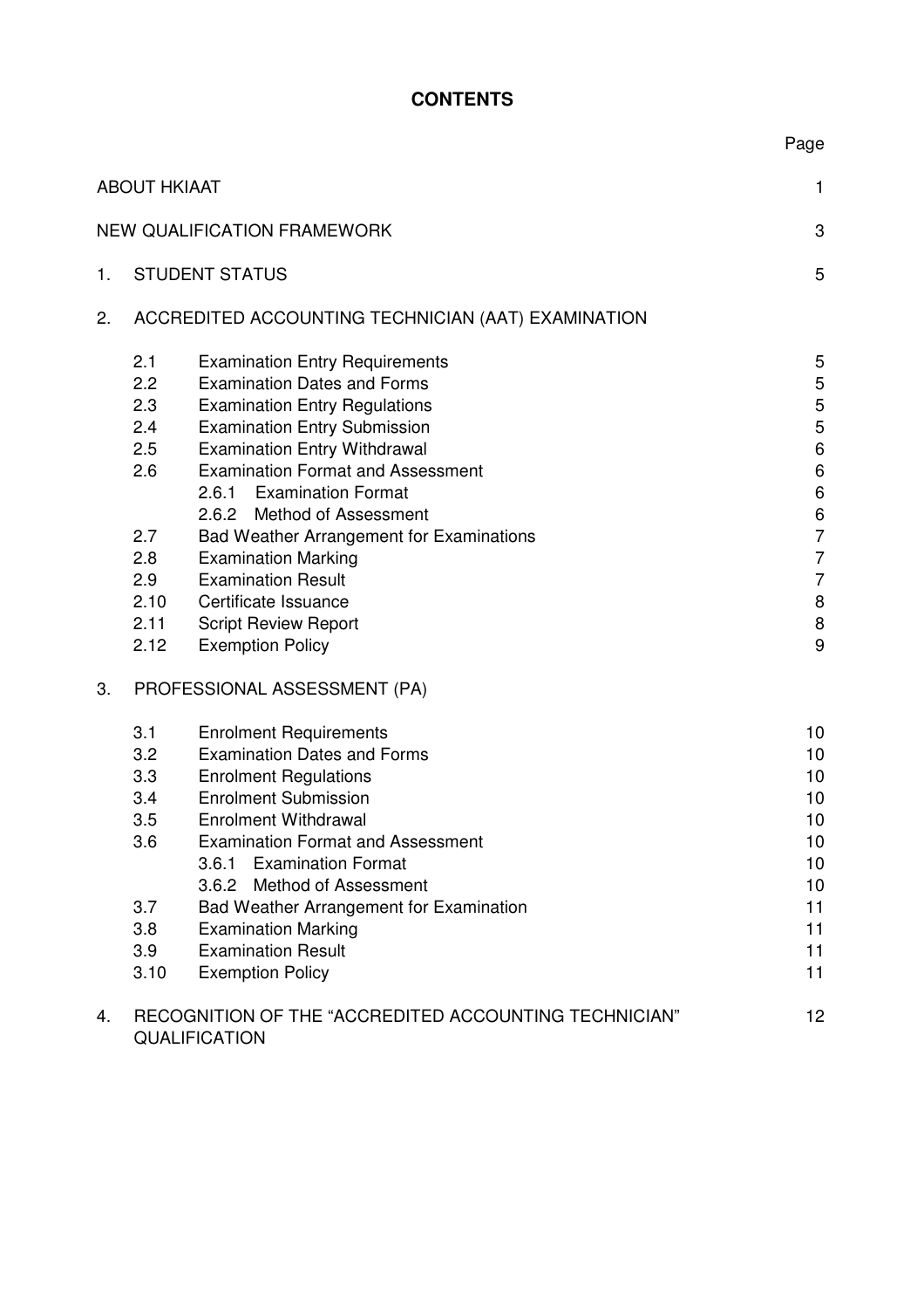# CONTENTS

| | Page |
|---|---|
| ABOUT HKIAAT | 1 |
| NEW QUALIFICATION FRAMEWORK | 3 |
| 1. STUDENT STATUS | 5 |
| 2. ACCREDITED ACCOUNTING TECHNICIAN (AAT) EXAMINATION | |
| 2.1 Examination Entry Requirements | 5 |
| 2.2 Examination Dates and Forms | 5 |
| 2.3 Examination Entry Regulations | 5 |
| 2.4 Examination Entry Submission | 5 |
| 2.5 Examination Entry Withdrawal | 6 |
| 2.6 Examination Format and Assessment | 6 |
| 2.6.1 Examination Format | 6 |
| 2.6.2 Method of Assessment | 6 |
| 2.7 Bad Weather Arrangement for Examinations | 7 |
| 2.8 Examination Marking | 7 |
| 2.9 Examination Result | 7 |
| 2.10 Certificate Issuance | 8 |
| 2.11 Script Review Report | 8 |
| 2.12 Exemption Policy | 9 |
| 3. PROFESSIONAL ASSESSMENT (PA) | |
| 3.1 Enrolment Requirements | 10 |
| 3.2 Examination Dates and Forms | 10 |
| 3.3 Enrolment Regulations | 10 |
| 3.4 Enrolment Submission | 10 |
| 3.5 Enrolment Withdrawal | 10 |
| 3.6 Examination Format and Assessment | 10 |
| 3.6.1 Examination Format | 10 |
| 3.6.2 Method of Assessment | 10 |
| 3.7 Bad Weather Arrangement for Examination | 11 |
| 3.8 Examination Marking | 11 |
| 3.9 Examination Result | 11 |
| 3.10 Exemption Policy | 11 |
| 4. RECOGNITION OF THE "ACCREDITED ACCOUNTING TECHNICIAN" QUALIFICATION | 12 |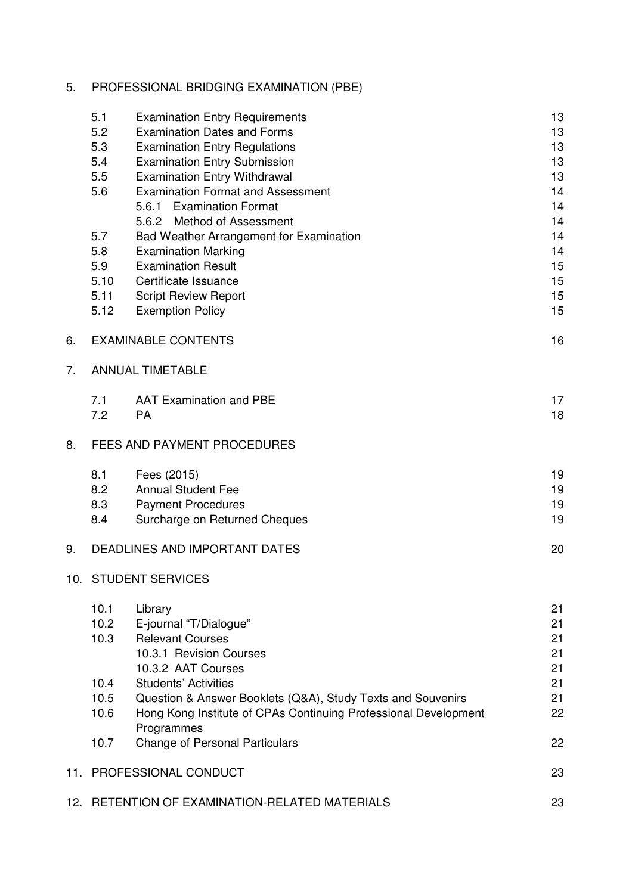5. PROFESSIONAL BRIDGING EXAMINATION (PBE)

| | | |
|---|---|---|
| 5.1 | Examination Entry Requirements | 13 |
| 5.2 | Examination Dates and Forms | 13 |
| 5.3 | Examination Entry Regulations | 13 |
| 5.4 | Examination Entry Submission | 13 |
| 5.5 | Examination Entry Withdrawal | 13 |
| 5.6 | Examination Format and Assessment | 14 |
| | 5.6.1 Examination Format | 14 |
| | 5.6.2 Method of Assessment | 14 |
| 5.7 | Bad Weather Arrangement for Examination | 14 |
| 5.8 | Examination Marking | 14 |
| 5.9 | Examination Result | 15 |
| 5.10 | Certificate Issuance | 15 |
| 5.11 | Script Review Report | 15 |
| 5.12 | Exemption Policy | 15 |

6. EXAMINABLE CONTENTS 16

7. ANNUAL TIMETABLE

| | | |
|---|---|---|
| 7.1 | AAT Examination and PBE | 17 |
| 7.2 | PA | 18 |

8. FEES AND PAYMENT PROCEDURES

| | | |
|---|---|---|
| 8.1 | Fees (2015) | 19 |
| 8.2 | Annual Student Fee | 19 |
| 8.3 | Payment Procedures | 19 |
| 8.4 | Surcharge on Returned Cheques | 19 |

9. DEADLINES AND IMPORTANT DATES 20

10. STUDENT SERVICES

| | | |
|---|---|---|
| 10.1 | Library | 21 |
| 10.2 | E-journal "T/Dialogue" | 21 |
| 10.3 | Relevant Courses | 21 |
| | 10.3.1 Revision Courses | 21 |
| | 10.3.2 AAT Courses | 21 |
| 10.4 | Students' Activities | 21 |
| 10.5 | Question & Answer Booklets (Q&A), Study Texts and Souvenirs | 21 |
| 10.6 | Hong Kong Institute of CPAs Continuing Professional Development Programmes | 22 |
| 10.7 | Change of Personal Particulars | 22 |

11. PROFESSIONAL CONDUCT 23

12. RETENTION OF EXAMINATION-RELATED MATERIALS 23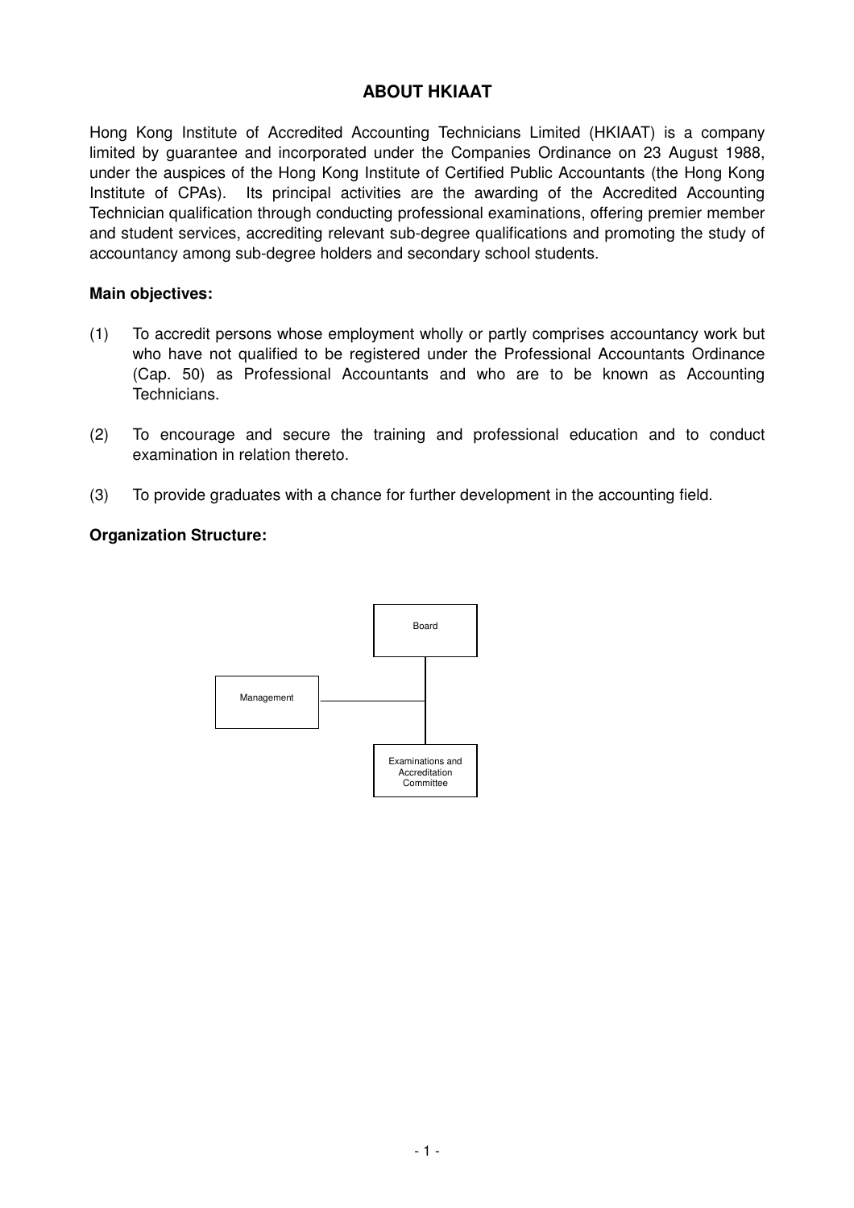## ABOUT HKIAAT

Hong Kong Institute of Accredited Accounting Technicians Limited (HKIAAT) is a company limited by guarantee and incorporated under the Companies Ordinance on 23 August 1988, under the auspices of the Hong Kong Institute of Certified Public Accountants (the Hong Kong Institute of CPAs). Its principal activities are the awarding of the Accredited Accounting Technician qualification through conducting professional examinations, offering premier member and student services, accrediting relevant sub-degree qualifications and promoting the study of accountancy among sub-degree holders and secondary school students.

**Main objectives:**

(1) To accredit persons whose employment wholly or partly comprises accountancy work but who have not qualified to be registered under the Professional Accountants Ordinance (Cap. 50) as Professional Accountants and who are to be known as Accounting Technicians.

(2) To encourage and secure the training and professional education and to conduct examination in relation thereto.

(3) To provide graduates with a chance for further development in the accounting field.

**Organization Structure:**

Board

Management

Examinations and Accreditation Committee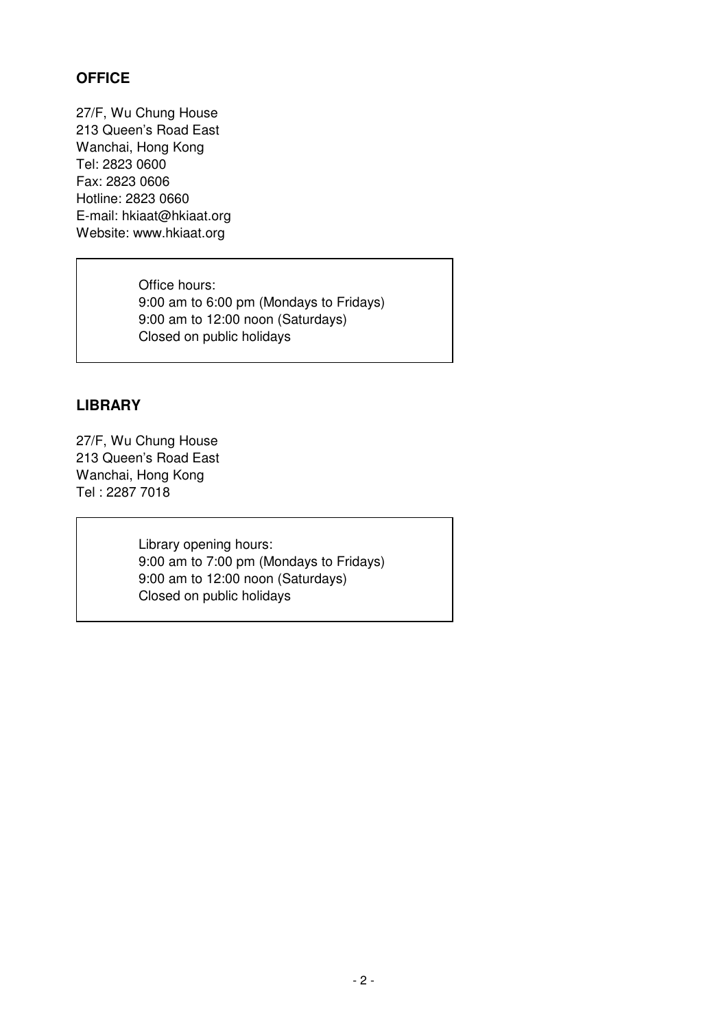## OFFICE

27/F, Wu Chung House
213 Queen's Road East
Wanchai, Hong Kong
Tel: 2823 0600
Fax: 2823 0606
Hotline: 2823 0660
E-mail: hkiaat@hkiaat.org
Website: www.hkiaat.org

> Office hours:
> 9:00 am to 6:00 pm (Mondays to Fridays)
> 9:00 am to 12:00 noon (Saturdays)
> Closed on public holidays

## LIBRARY

27/F, Wu Chung House
213 Queen's Road East
Wanchai, Hong Kong
Tel : 2287 7018

> Library opening hours:
> 9:00 am to 7:00 pm (Mondays to Fridays)
> 9:00 am to 12:00 noon (Saturdays)
> Closed on public holidays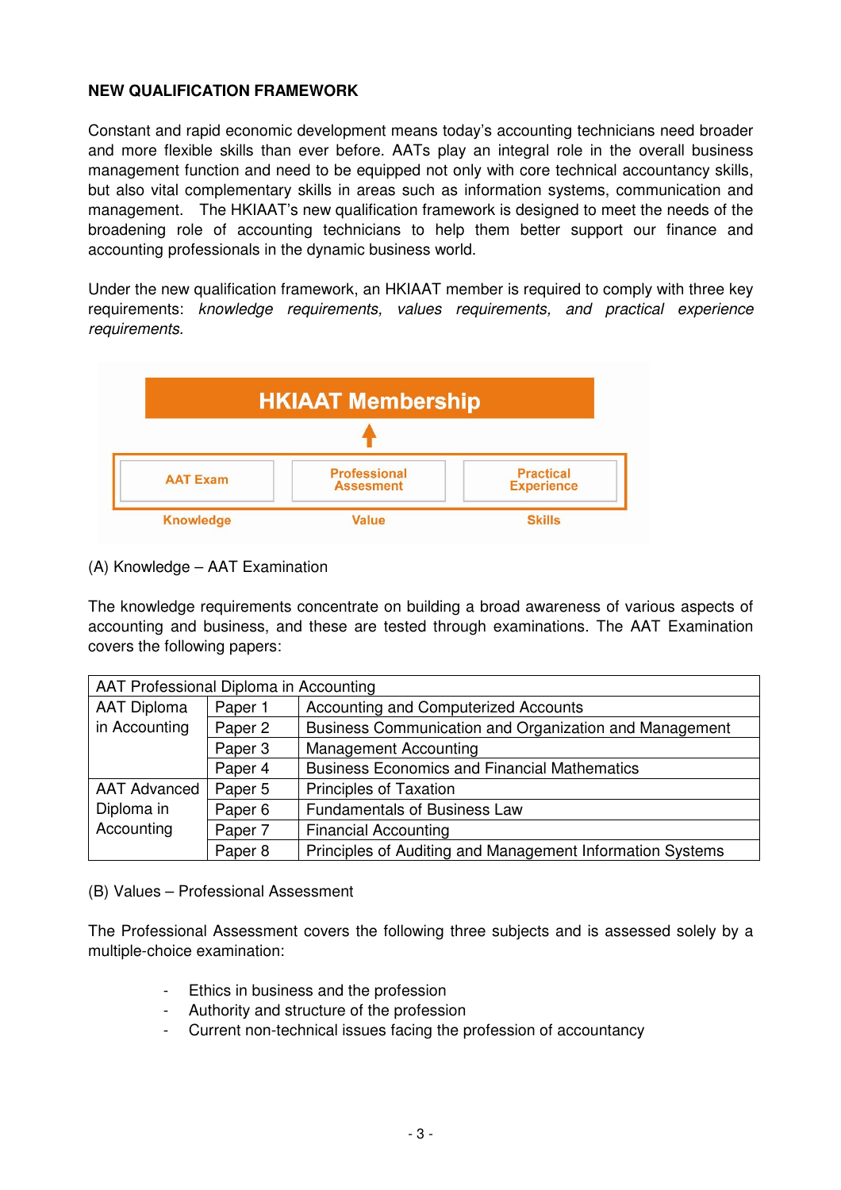**NEW QUALIFICATION FRAMEWORK**

Constant and rapid economic development means today's accounting technicians need broader and more flexible skills than ever before. AATs play an integral role in the overall business management function and need to be equipped not only with core technical accountancy skills, but also vital complementary skills in areas such as information systems, communication and management. The HKIAAT's new qualification framework is designed to meet the needs of the broadening role of accounting technicians to help them better support our finance and accounting professionals in the dynamic business world.

Under the new qualification framework, an HKIAAT member is required to comply with three key requirements: *knowledge requirements, values requirements, and practical experience requirements.*

| HKIAAT Membership | | |
|---|---|---|
| AAT Exam | Professional Assessment | Practical Experience |
| Knowledge | Value | Skills |

(A) Knowledge – AAT Examination

The knowledge requirements concentrate on building a broad awareness of various aspects of accounting and business, and these are tested through examinations. The AAT Examination covers the following papers:

| AAT Professional Diploma in Accounting | | |
|---|---|---|
| AAT Diploma in Accounting | Paper 1 | Accounting and Computerized Accounts |
| | Paper 2 | Business Communication and Organization and Management |
| | Paper 3 | Management Accounting |
| | Paper 4 | Business Economics and Financial Mathematics |
| AAT Advanced Diploma in Accounting | Paper 5 | Principles of Taxation |
| | Paper 6 | Fundamentals of Business Law |
| | Paper 7 | Financial Accounting |
| | Paper 8 | Principles of Auditing and Management Information Systems |

(B) Values – Professional Assessment

The Professional Assessment covers the following three subjects and is assessed solely by a multiple-choice examination:

- Ethics in business and the profession
- Authority and structure of the profession
- Current non-technical issues facing the profession of accountancy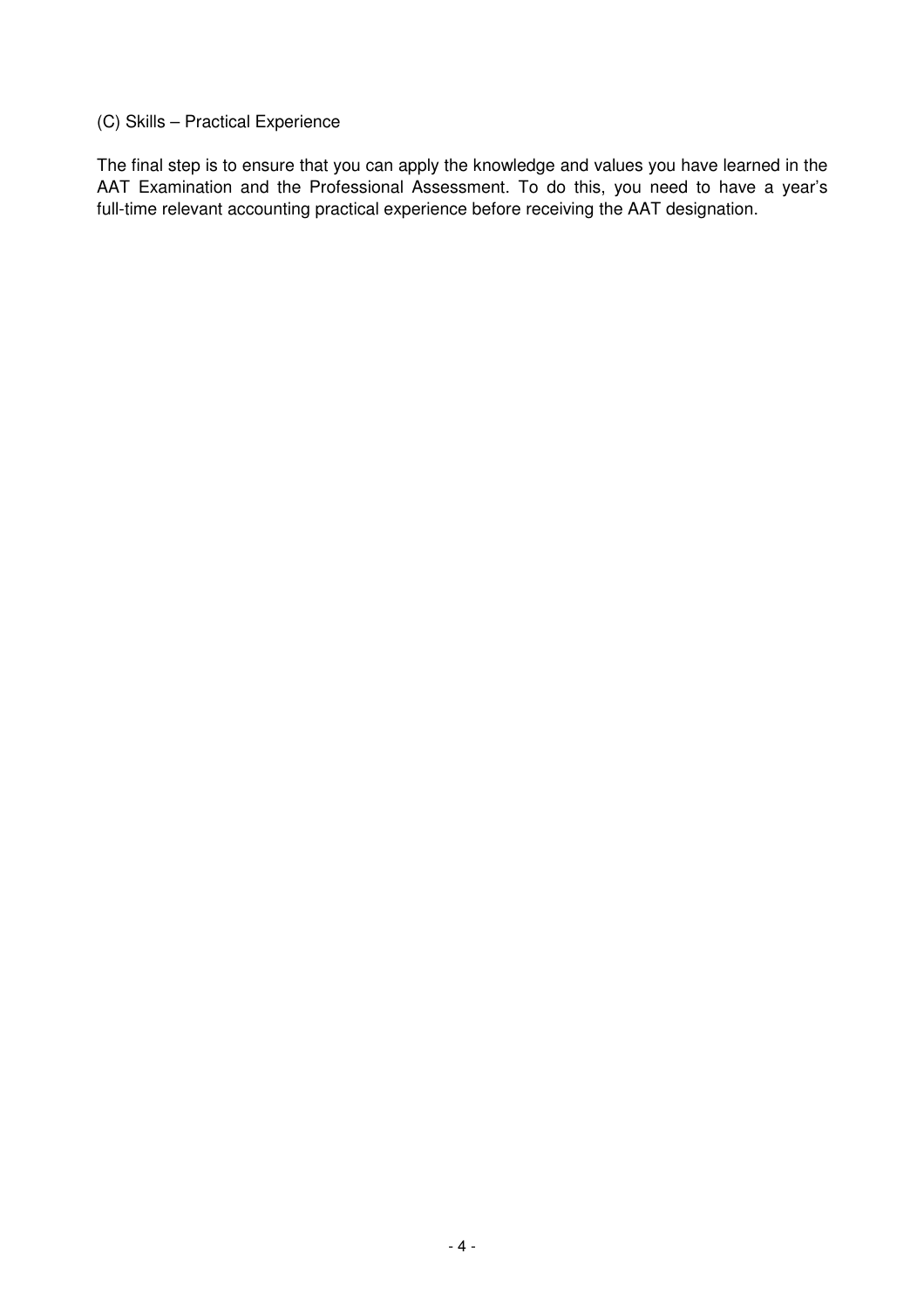(C) Skills – Practical Experience

The final step is to ensure that you can apply the knowledge and values you have learned in the AAT Examination and the Professional Assessment. To do this, you need to have a year's full-time relevant accounting practical experience before receiving the AAT designation.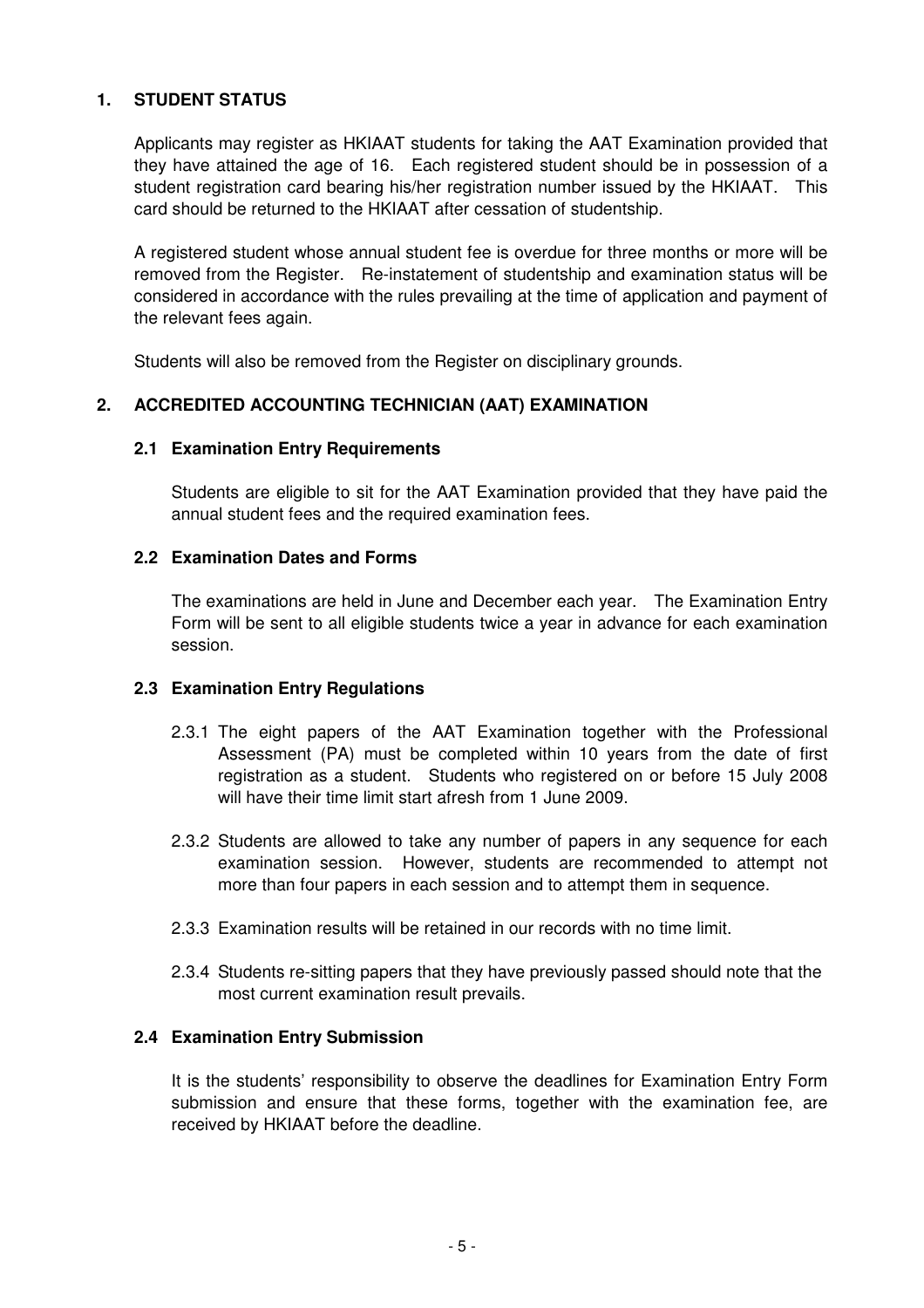## 1. STUDENT STATUS

Applicants may register as HKIAAT students for taking the AAT Examination provided that they have attained the age of 16. Each registered student should be in possession of a student registration card bearing his/her registration number issued by the HKIAAT. This card should be returned to the HKIAAT after cessation of studentship.

A registered student whose annual student fee is overdue for three months or more will be removed from the Register. Re-instatement of studentship and examination status will be considered in accordance with the rules prevailing at the time of application and payment of the relevant fees again.

Students will also be removed from the Register on disciplinary grounds.

## 2. ACCREDITED ACCOUNTING TECHNICIAN (AAT) EXAMINATION

### 2.1 Examination Entry Requirements

Students are eligible to sit for the AAT Examination provided that they have paid the annual student fees and the required examination fees.

### 2.2 Examination Dates and Forms

The examinations are held in June and December each year. The Examination Entry Form will be sent to all eligible students twice a year in advance for each examination session.

### 2.3 Examination Entry Regulations

2.3.1 The eight papers of the AAT Examination together with the Professional Assessment (PA) must be completed within 10 years from the date of first registration as a student. Students who registered on or before 15 July 2008 will have their time limit start afresh from 1 June 2009.

2.3.2 Students are allowed to take any number of papers in any sequence for each examination session. However, students are recommended to attempt not more than four papers in each session and to attempt them in sequence.

2.3.3 Examination results will be retained in our records with no time limit.

2.3.4 Students re-sitting papers that they have previously passed should note that the most current examination result prevails.

### 2.4 Examination Entry Submission

It is the students' responsibility to observe the deadlines for Examination Entry Form submission and ensure that these forms, together with the examination fee, are received by HKIAAT before the deadline.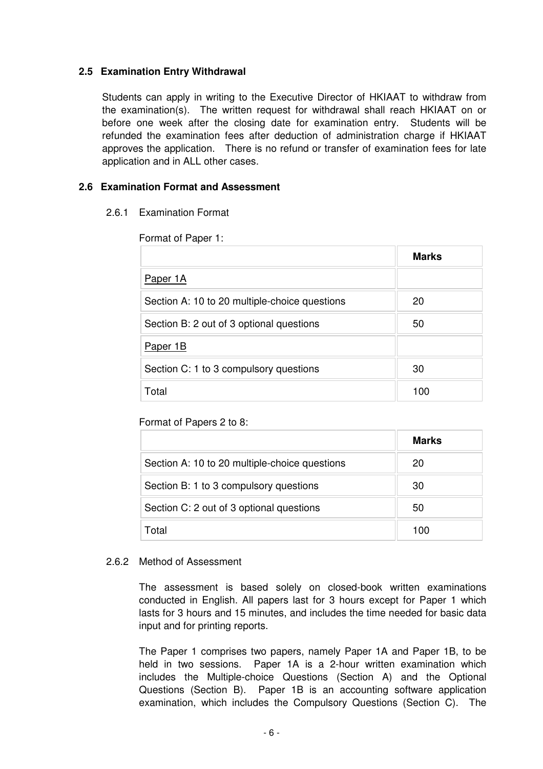### 2.5 Examination Entry Withdrawal

Students can apply in writing to the Executive Director of HKIAAT to withdraw from the examination(s). The written request for withdrawal shall reach HKIAAT on or before one week after the closing date for examination entry. Students will be refunded the examination fees after deduction of administration charge if HKIAAT approves the application. There is no refund or transfer of examination fees for late application and in ALL other cases.

### 2.6 Examination Format and Assessment

#### 2.6.1 Examination Format

Format of Paper 1:

| | Marks |
|---|---|
| Paper 1A | |
| Section A: 10 to 20 multiple-choice questions | 20 |
| Section B: 2 out of 3 optional questions | 50 |
| Paper 1B | |
| Section C: 1 to 3 compulsory questions | 30 |
| Total | 100 |

Format of Papers 2 to 8:

| | Marks |
|---|---|
| Section A: 10 to 20 multiple-choice questions | 20 |
| Section B: 1 to 3 compulsory questions | 30 |
| Section C: 2 out of 3 optional questions | 50 |
| Total | 100 |

#### 2.6.2 Method of Assessment

The assessment is based solely on closed-book written examinations conducted in English. All papers last for 3 hours except for Paper 1 which lasts for 3 hours and 15 minutes, and includes the time needed for basic data input and for printing reports.

The Paper 1 comprises two papers, namely Paper 1A and Paper 1B, to be held in two sessions. Paper 1A is a 2-hour written examination which includes the Multiple-choice Questions (Section A) and the Optional Questions (Section B). Paper 1B is an accounting software application examination, which includes the Compulsory Questions (Section C). The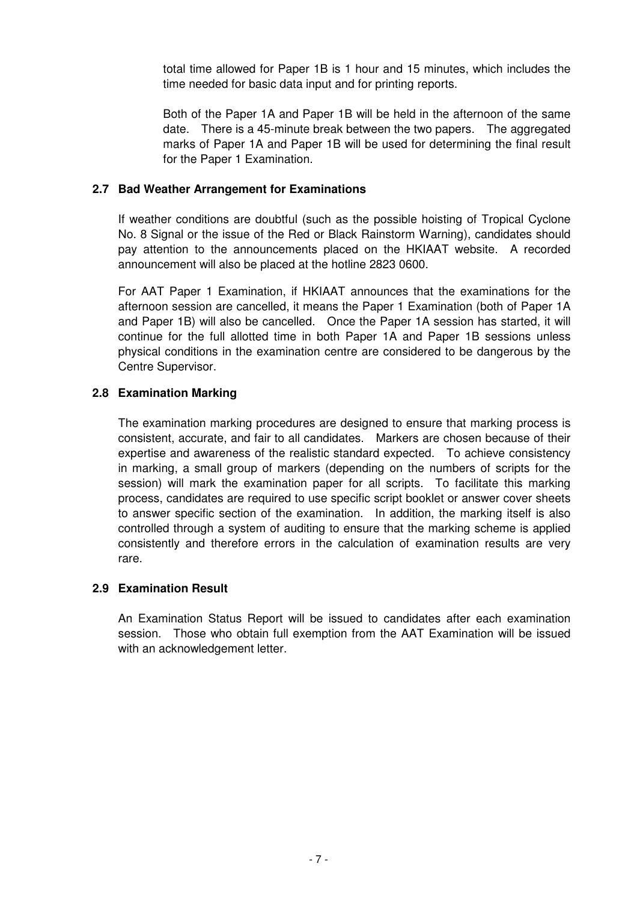total time allowed for Paper 1B is 1 hour and 15 minutes, which includes the time needed for basic data input and for printing reports.

Both of the Paper 1A and Paper 1B will be held in the afternoon of the same date. There is a 45-minute break between the two papers. The aggregated marks of Paper 1A and Paper 1B will be used for determining the final result for the Paper 1 Examination.

### 2.7 Bad Weather Arrangement for Examinations

If weather conditions are doubtful (such as the possible hoisting of Tropical Cyclone No. 8 Signal or the issue of the Red or Black Rainstorm Warning), candidates should pay attention to the announcements placed on the HKIAAT website. A recorded announcement will also be placed at the hotline 2823 0600.

For AAT Paper 1 Examination, if HKIAAT announces that the examinations for the afternoon session are cancelled, it means the Paper 1 Examination (both of Paper 1A and Paper 1B) will also be cancelled. Once the Paper 1A session has started, it will continue for the full allotted time in both Paper 1A and Paper 1B sessions unless physical conditions in the examination centre are considered to be dangerous by the Centre Supervisor.

### 2.8 Examination Marking

The examination marking procedures are designed to ensure that marking process is consistent, accurate, and fair to all candidates. Markers are chosen because of their expertise and awareness of the realistic standard expected. To achieve consistency in marking, a small group of markers (depending on the numbers of scripts for the session) will mark the examination paper for all scripts. To facilitate this marking process, candidates are required to use specific script booklet or answer cover sheets to answer specific section of the examination. In addition, the marking itself is also controlled through a system of auditing to ensure that the marking scheme is applied consistently and therefore errors in the calculation of examination results are very rare.

### 2.9 Examination Result

An Examination Status Report will be issued to candidates after each examination session. Those who obtain full exemption from the AAT Examination will be issued with an acknowledgement letter.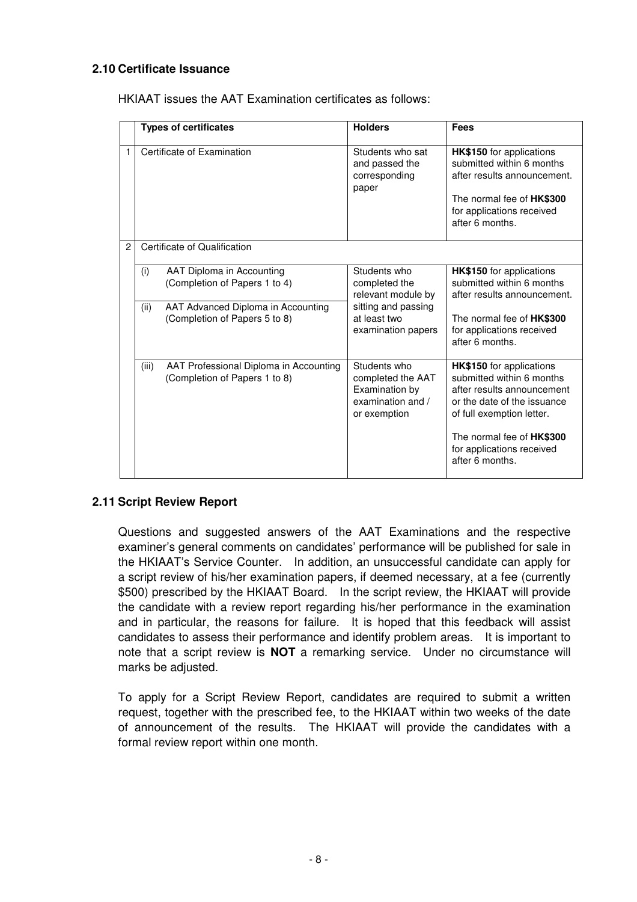### 2.10 Certificate Issuance

HKIAAT issues the AAT Examination certificates as follows:

| | Types of certificates | Holders | Fees |
|---|---|---|---|
| 1 | Certificate of Examination | Students who sat and passed the corresponding paper | **HK$150** for applications submitted within 6 months after results announcement. The normal fee of **HK$300** for applications received after 6 months. |
| 2 | Certificate of Qualification | | |
| | (i) AAT Diploma in Accounting (Completion of Papers 1 to 4) (ii) AAT Advanced Diploma in Accounting (Completion of Papers 5 to 8) | Students who completed the relevant module by sitting and passing at least two examination papers | **HK$150** for applications submitted within 6 months after results announcement. The normal fee of **HK$300** for applications received after 6 months. |
| | (iii) AAT Professional Diploma in Accounting (Completion of Papers 1 to 8) | Students who completed the AAT Examination by examination and / or exemption | **HK$150** for applications submitted within 6 months after results announcement or the date of the issuance of full exemption letter. The normal fee of **HK$300** for applications received after 6 months. |

### 2.11 Script Review Report

Questions and suggested answers of the AAT Examinations and the respective examiner's general comments on candidates' performance will be published for sale in the HKIAAT's Service Counter. In addition, an unsuccessful candidate can apply for a script review of his/her examination papers, if deemed necessary, at a fee (currently $500) prescribed by the HKIAAT Board. In the script review, the HKIAAT will provide the candidate with a review report regarding his/her performance in the examination and in particular, the reasons for failure. It is hoped that this feedback will assist candidates to assess their performance and identify problem areas. It is important to note that a script review is **NOT** a remarking service. Under no circumstance will marks be adjusted.

To apply for a Script Review Report, candidates are required to submit a written request, together with the prescribed fee, to the HKIAAT within two weeks of the date of announcement of the results. The HKIAAT will provide the candidates with a formal review report within one month.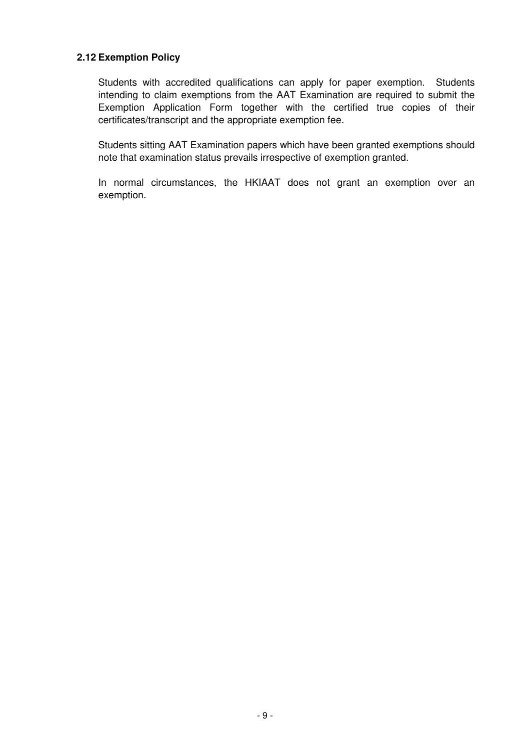### 2.12 Exemption Policy

Students with accredited qualifications can apply for paper exemption. Students intending to claim exemptions from the AAT Examination are required to submit the Exemption Application Form together with the certified true copies of their certificates/transcript and the appropriate exemption fee.

Students sitting AAT Examination papers which have been granted exemptions should note that examination status prevails irrespective of exemption granted.

In normal circumstances, the HKIAAT does not grant an exemption over an exemption.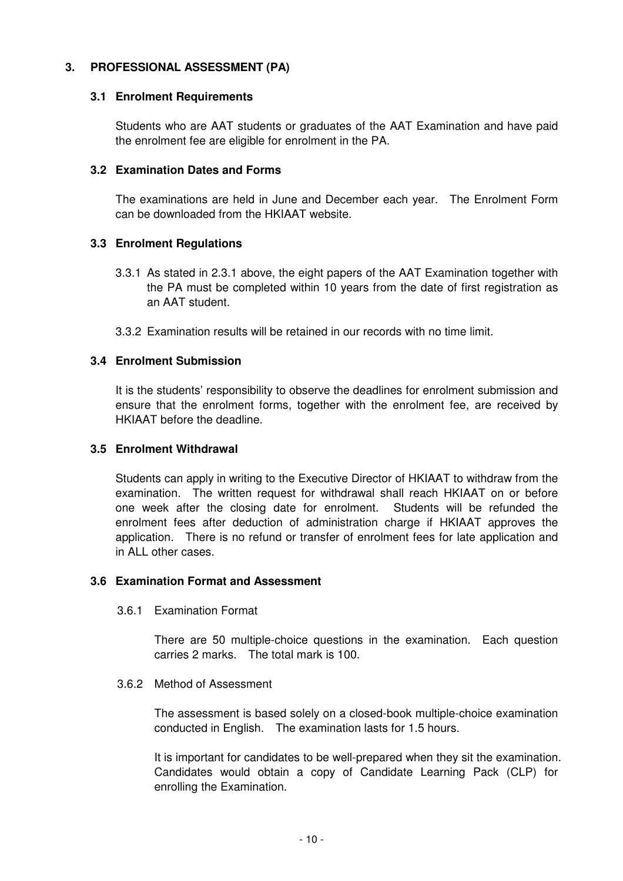## 3. PROFESSIONAL ASSESSMENT (PA)

### 3.1 Enrolment Requirements

Students who are AAT students or graduates of the AAT Examination and have paid the enrolment fee are eligible for enrolment in the PA.

### 3.2 Examination Dates and Forms

The examinations are held in June and December each year. The Enrolment Form can be downloaded from the HKIAAT website.

### 3.3 Enrolment Regulations

3.3.1 As stated in 2.3.1 above, the eight papers of the AAT Examination together with the PA must be completed within 10 years from the date of first registration as an AAT student.

3.3.2 Examination results will be retained in our records with no time limit.

### 3.4 Enrolment Submission

It is the students' responsibility to observe the deadlines for enrolment submission and ensure that the enrolment forms, together with the enrolment fee, are received by HKIAAT before the deadline.

### 3.5 Enrolment Withdrawal

Students can apply in writing to the Executive Director of HKIAAT to withdraw from the examination. The written request for withdrawal shall reach HKIAAT on or before one week after the closing date for enrolment. Students will be refunded the enrolment fees after deduction of administration charge if HKIAAT approves the application. There is no refund or transfer of enrolment fees for late application and in ALL other cases.

### 3.6 Examination Format and Assessment

3.6.1 Examination Format

There are 50 multiple-choice questions in the examination. Each question carries 2 marks. The total mark is 100.

3.6.2 Method of Assessment

The assessment is based solely on a closed-book multiple-choice examination conducted in English. The examination lasts for 1.5 hours.

It is important for candidates to be well-prepared when they sit the examination. Candidates would obtain a copy of Candidate Learning Pack (CLP) for enrolling the Examination.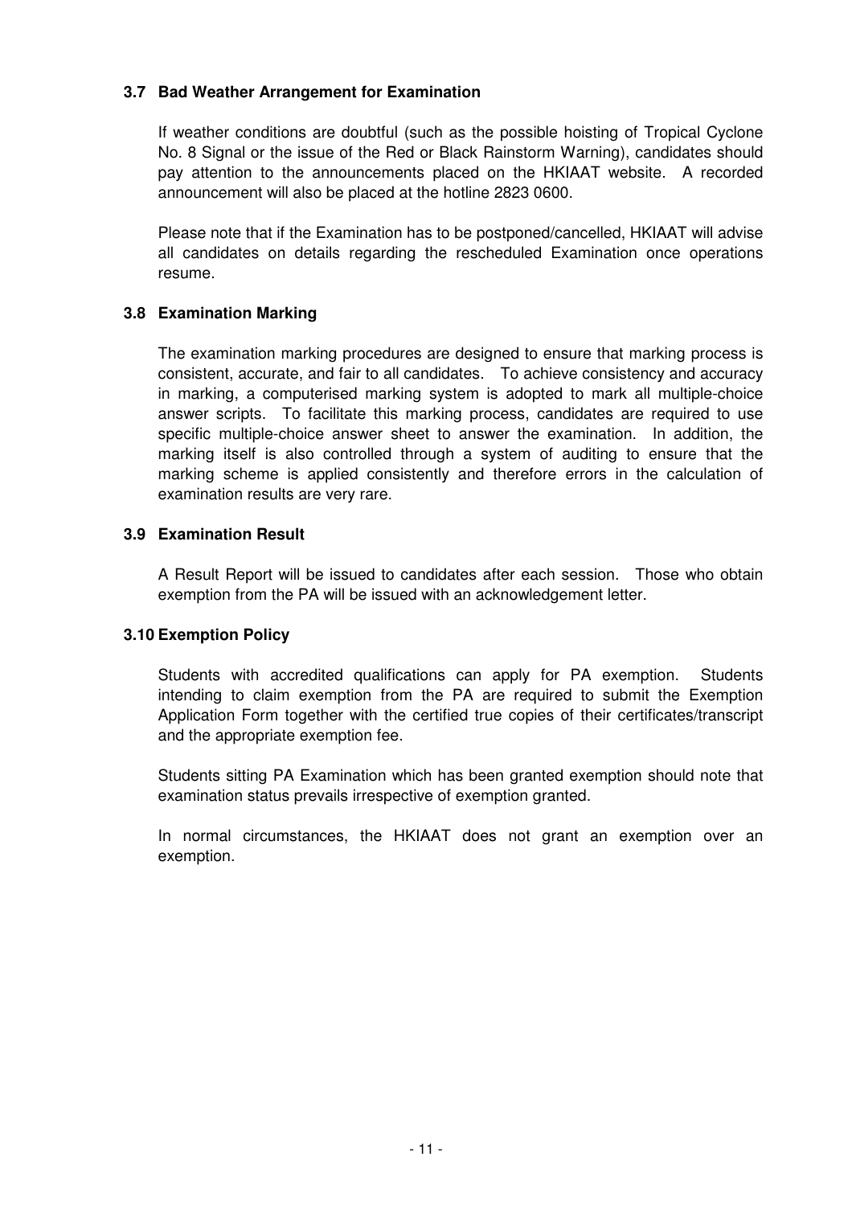### 3.7 Bad Weather Arrangement for Examination

If weather conditions are doubtful (such as the possible hoisting of Tropical Cyclone No. 8 Signal or the issue of the Red or Black Rainstorm Warning), candidates should pay attention to the announcements placed on the HKIAAT website. A recorded announcement will also be placed at the hotline 2823 0600.

Please note that if the Examination has to be postponed/cancelled, HKIAAT will advise all candidates on details regarding the rescheduled Examination once operations resume.

### 3.8 Examination Marking

The examination marking procedures are designed to ensure that marking process is consistent, accurate, and fair to all candidates. To achieve consistency and accuracy in marking, a computerised marking system is adopted to mark all multiple-choice answer scripts. To facilitate this marking process, candidates are required to use specific multiple-choice answer sheet to answer the examination. In addition, the marking itself is also controlled through a system of auditing to ensure that the marking scheme is applied consistently and therefore errors in the calculation of examination results are very rare.

### 3.9 Examination Result

A Result Report will be issued to candidates after each session. Those who obtain exemption from the PA will be issued with an acknowledgement letter.

### 3.10 Exemption Policy

Students with accredited qualifications can apply for PA exemption. Students intending to claim exemption from the PA are required to submit the Exemption Application Form together with the certified true copies of their certificates/transcript and the appropriate exemption fee.

Students sitting PA Examination which has been granted exemption should note that examination status prevails irrespective of exemption granted.

In normal circumstances, the HKIAAT does not grant an exemption over an exemption.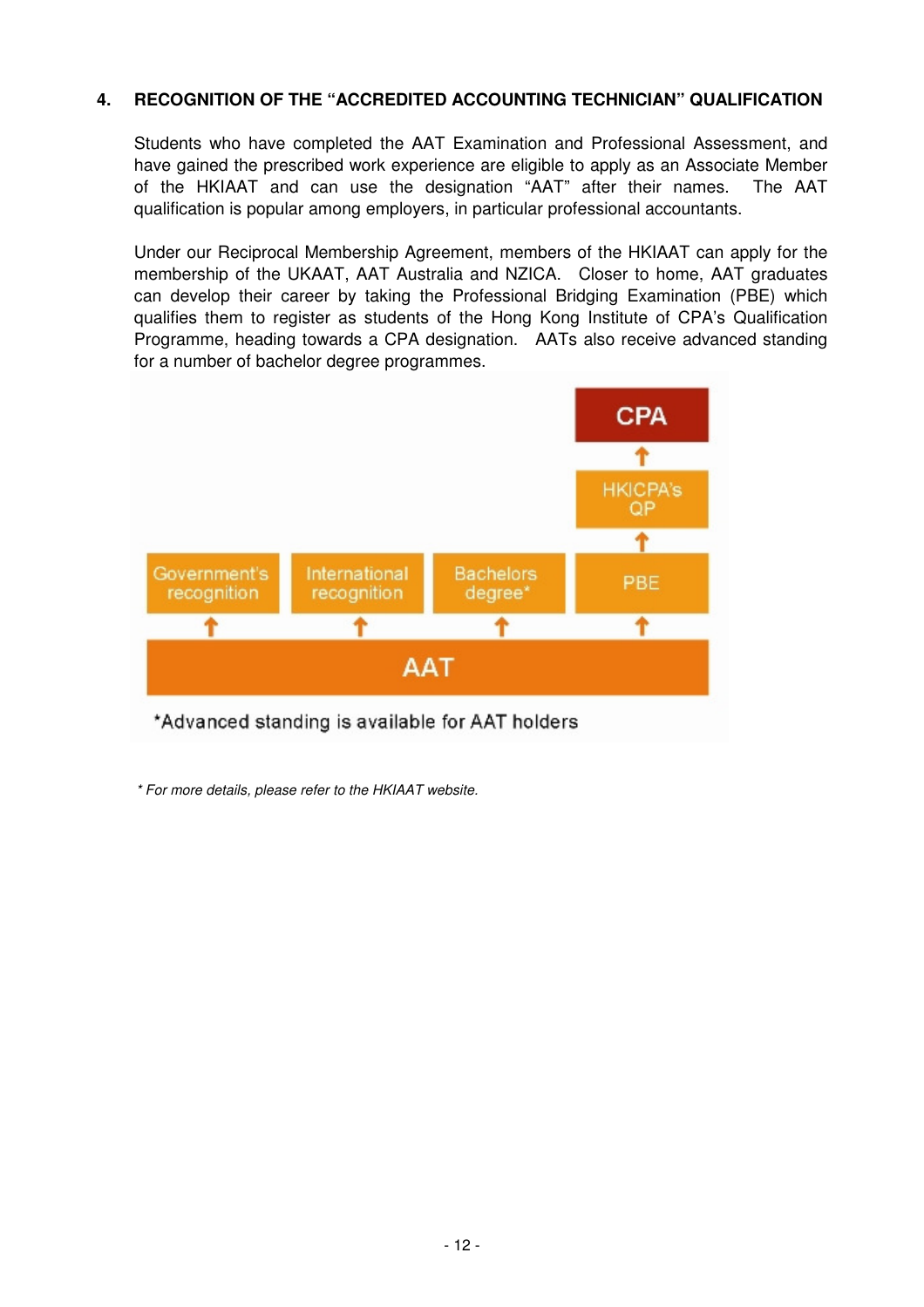## 4. RECOGNITION OF THE "ACCREDITED ACCOUNTING TECHNICIAN" QUALIFICATION

Students who have completed the AAT Examination and Professional Assessment, and have gained the prescribed work experience are eligible to apply as an Associate Member of the HKIAAT and can use the designation "AAT" after their names. The AAT qualification is popular among employers, in particular professional accountants.

Under our Reciprocal Membership Agreement, members of the HKIAAT can apply for the membership of the UKAAT, AAT Australia and NZICA. Closer to home, AAT graduates can develop their career by taking the Professional Bridging Examination (PBE) which qualifies them to register as students of the Hong Kong Institute of CPA's Qualification Programme, heading towards a CPA designation. AATs also receive advanced standing for a number of bachelor degree programmes.

CPA
↑
HKICPA's QP
↑
Government's recognition | International recognition | Bachelors degree* | PBE
↑ ↑ ↑ ↑
AAT

*Advanced standing is available for AAT holders

*\* For more details, please refer to the HKIAAT website.*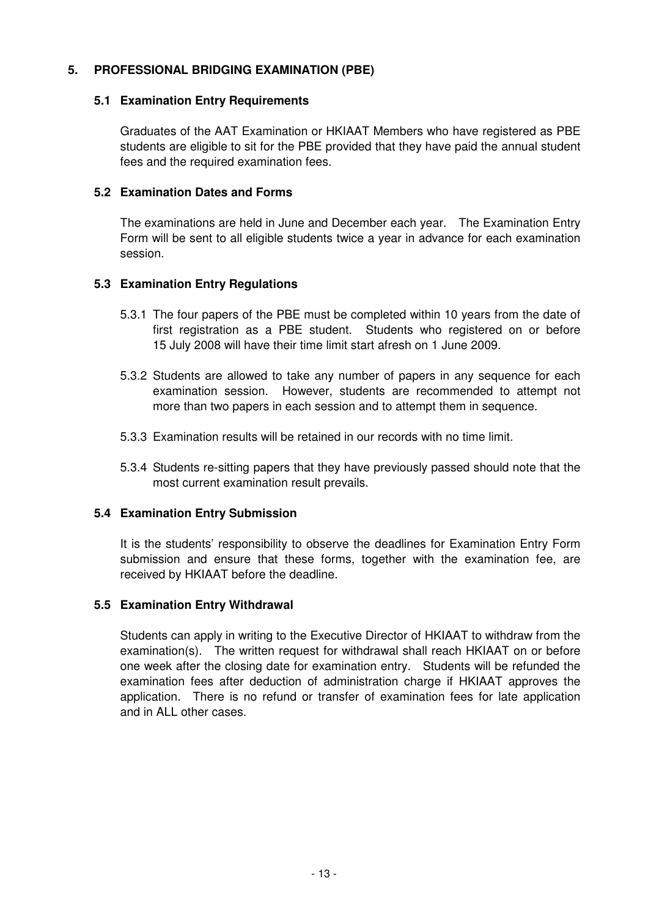## 5. PROFESSIONAL BRIDGING EXAMINATION (PBE)

### 5.1 Examination Entry Requirements

Graduates of the AAT Examination or HKIAAT Members who have registered as PBE students are eligible to sit for the PBE provided that they have paid the annual student fees and the required examination fees.

### 5.2 Examination Dates and Forms

The examinations are held in June and December each year. The Examination Entry Form will be sent to all eligible students twice a year in advance for each examination session.

### 5.3 Examination Entry Regulations

5.3.1 The four papers of the PBE must be completed within 10 years from the date of first registration as a PBE student. Students who registered on or before 15 July 2008 will have their time limit start afresh on 1 June 2009.

5.3.2 Students are allowed to take any number of papers in any sequence for each examination session. However, students are recommended to attempt not more than two papers in each session and to attempt them in sequence.

5.3.3 Examination results will be retained in our records with no time limit.

5.3.4 Students re-sitting papers that they have previously passed should note that the most current examination result prevails.

### 5.4 Examination Entry Submission

It is the students' responsibility to observe the deadlines for Examination Entry Form submission and ensure that these forms, together with the examination fee, are received by HKIAAT before the deadline.

### 5.5 Examination Entry Withdrawal

Students can apply in writing to the Executive Director of HKIAAT to withdraw from the examination(s). The written request for withdrawal shall reach HKIAAT on or before one week after the closing date for examination entry. Students will be refunded the examination fees after deduction of administration charge if HKIAAT approves the application. There is no refund or transfer of examination fees for late application and in ALL other cases.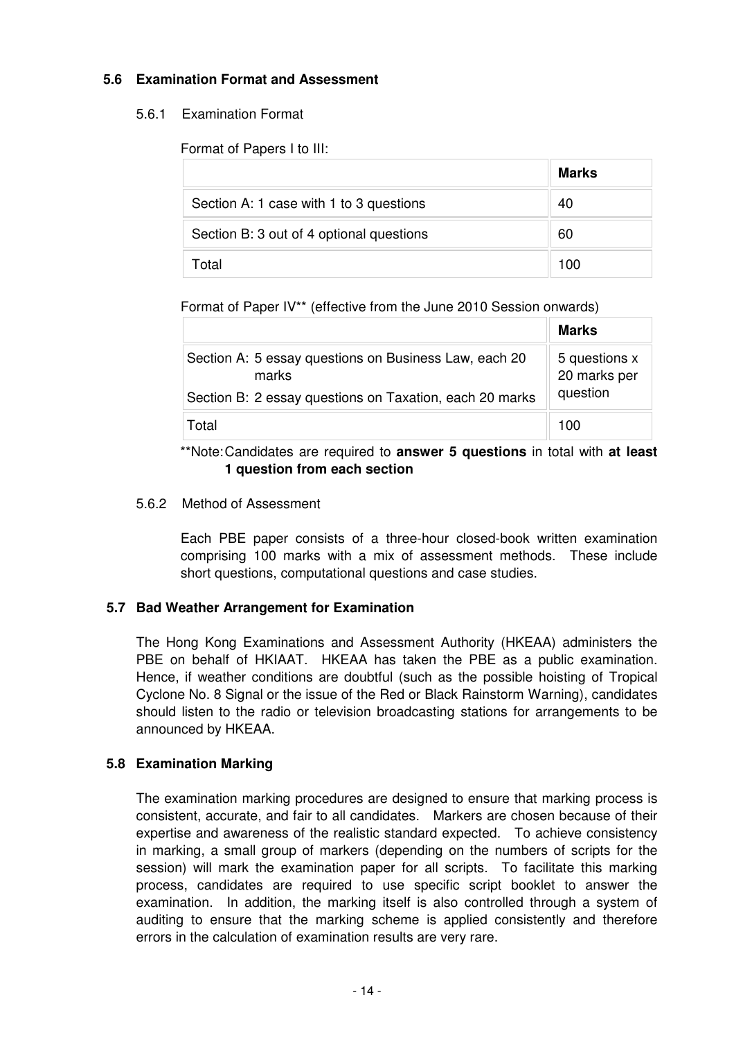### 5.6 Examination Format and Assessment

#### 5.6.1 Examination Format

Format of Papers I to III:

| | **Marks** |
|---|---|
| Section A: 1 case with 1 to 3 questions | 40 |
| Section B: 3 out of 4 optional questions | 60 |
| Total | 100 |

Format of Paper IV** (effective from the June 2010 Session onwards)

| | **Marks** |
|---|---|
| Section A: 5 essay questions on Business Law, each 20 marks<br>Section B: 2 essay questions on Taxation, each 20 marks | 5 questions x 20 marks per question |
| Total | 100 |

**Note: Candidates are required to **answer 5 questions** in total with **at least 1 question from each section**

#### 5.6.2 Method of Assessment

Each PBE paper consists of a three-hour closed-book written examination comprising 100 marks with a mix of assessment methods. These include short questions, computational questions and case studies.

### 5.7 Bad Weather Arrangement for Examination

The Hong Kong Examinations and Assessment Authority (HKEAA) administers the PBE on behalf of HKIAAT. HKEAA has taken the PBE as a public examination. Hence, if weather conditions are doubtful (such as the possible hoisting of Tropical Cyclone No. 8 Signal or the issue of the Red or Black Rainstorm Warning), candidates should listen to the radio or television broadcasting stations for arrangements to be announced by HKEAA.

### 5.8 Examination Marking

The examination marking procedures are designed to ensure that marking process is consistent, accurate, and fair to all candidates. Markers are chosen because of their expertise and awareness of the realistic standard expected. To achieve consistency in marking, a small group of markers (depending on the numbers of scripts for the session) will mark the examination paper for all scripts. To facilitate this marking process, candidates are required to use specific script booklet to answer the examination. In addition, the marking itself is also controlled through a system of auditing to ensure that the marking scheme is applied consistently and therefore errors in the calculation of examination results are very rare.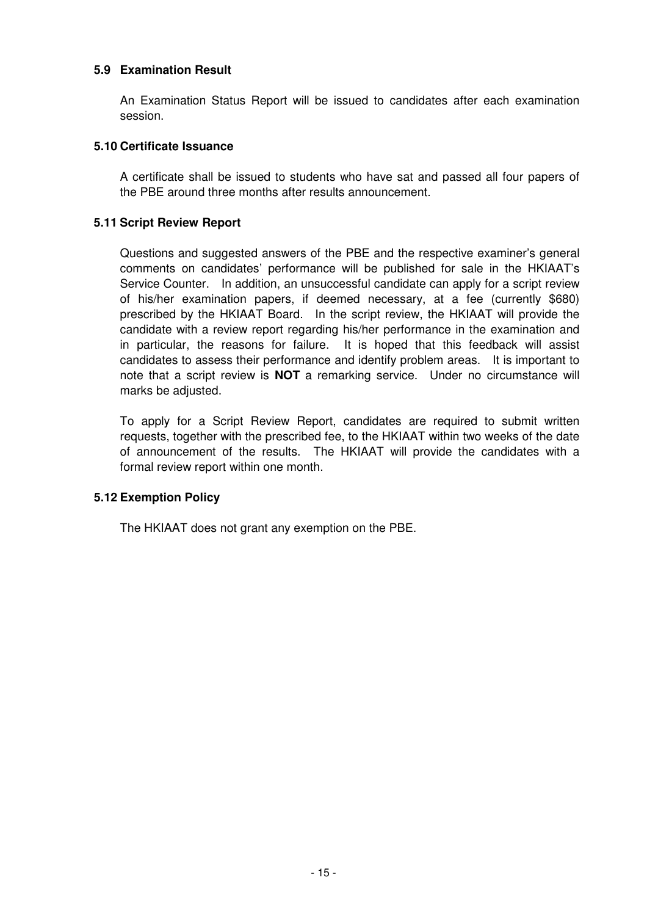### 5.9 Examination Result

An Examination Status Report will be issued to candidates after each examination session.

### 5.10 Certificate Issuance

A certificate shall be issued to students who have sat and passed all four papers of the PBE around three months after results announcement.

### 5.11 Script Review Report

Questions and suggested answers of the PBE and the respective examiner's general comments on candidates' performance will be published for sale in the HKIAAT's Service Counter. In addition, an unsuccessful candidate can apply for a script review of his/her examination papers, if deemed necessary, at a fee (currently $680) prescribed by the HKIAAT Board. In the script review, the HKIAAT will provide the candidate with a review report regarding his/her performance in the examination and in particular, the reasons for failure. It is hoped that this feedback will assist candidates to assess their performance and identify problem areas. It is important to note that a script review is **NOT** a remarking service. Under no circumstance will marks be adjusted.

To apply for a Script Review Report, candidates are required to submit written requests, together with the prescribed fee, to the HKIAAT within two weeks of the date of announcement of the results. The HKIAAT will provide the candidates with a formal review report within one month.

### 5.12 Exemption Policy

The HKIAAT does not grant any exemption on the PBE.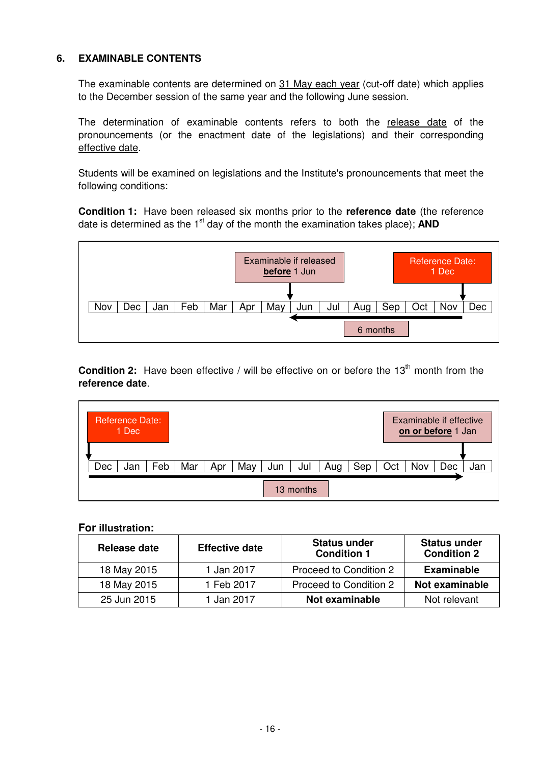## 6. EXAMINABLE CONTENTS

The examinable contents are determined on 31 May each year (cut-off date) which applies to the December session of the same year and the following June session.

The determination of examinable contents refers to both the release date of the pronouncements (or the enactment date of the legislations) and their corresponding effective date.

Students will be examined on legislations and the Institute's pronouncements that meet the following conditions:

**Condition 1:** Have been released six months prior to the **reference date** (the reference date is determined as the 1st day of the month the examination takes place); **AND**

Examinable if released **before** 1 Jun

Reference Date: 1 Dec

| Nov | Dec | Jan | Feb | Mar | Apr | May | Jun | Jul | Aug | Sep | Oct | Nov | Dec |
|---|---|---|---|---|---|---|---|---|---|---|---|---|---|

6 months

**Condition 2:** Have been effective / will be effective on or before the 13th month from the **reference date**.

Reference Date: 1 Dec

Examinable if effective **on or before** 1 Jan

| Dec | Jan | Feb | Mar | Apr | May | Jun | Jul | Aug | Sep | Oct | Nov | Dec | Jan |
|---|---|---|---|---|---|---|---|---|---|---|---|---|---|

13 months

**For illustration:**

| Release date | Effective date | Status under Condition 1 | Status under Condition 2 |
|---|---|---|---|
| 18 May 2015 | 1 Jan 2017 | Proceed to Condition 2 | **Examinable** |
| 18 May 2015 | 1 Feb 2017 | Proceed to Condition 2 | **Not examinable** |
| 25 Jun 2015 | 1 Jan 2017 | **Not examinable** | Not relevant |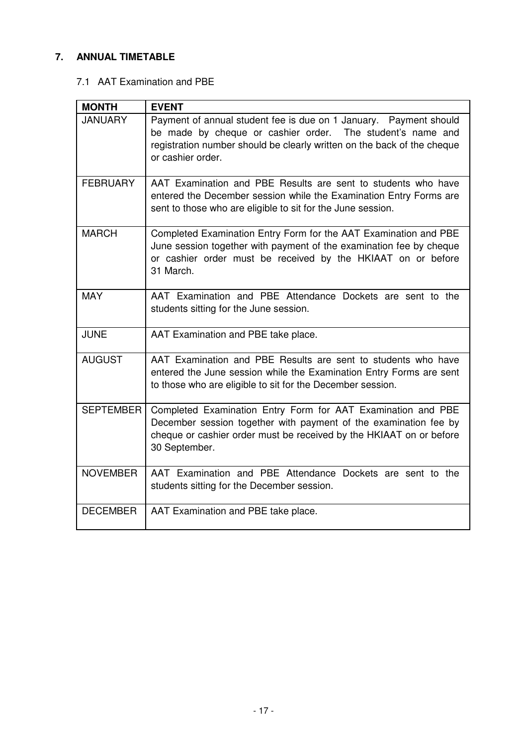## 7. ANNUAL TIMETABLE

### 7.1 AAT Examination and PBE

| MONTH | EVENT |
|---|---|
| JANUARY | Payment of annual student fee is due on 1 January. Payment should be made by cheque or cashier order. The student's name and registration number should be clearly written on the back of the cheque or cashier order. |
| FEBRUARY | AAT Examination and PBE Results are sent to students who have entered the December session while the Examination Entry Forms are sent to those who are eligible to sit for the June session. |
| MARCH | Completed Examination Entry Form for the AAT Examination and PBE June session together with payment of the examination fee by cheque or cashier order must be received by the HKIAAT on or before 31 March. |
| MAY | AAT Examination and PBE Attendance Dockets are sent to the students sitting for the June session. |
| JUNE | AAT Examination and PBE take place. |
| AUGUST | AAT Examination and PBE Results are sent to students who have entered the June session while the Examination Entry Forms are sent to those who are eligible to sit for the December session. |
| SEPTEMBER | Completed Examination Entry Form for AAT Examination and PBE December session together with payment of the examination fee by cheque or cashier order must be received by the HKIAAT on or before 30 September. |
| NOVEMBER | AAT Examination and PBE Attendance Dockets are sent to the students sitting for the December session. |
| DECEMBER | AAT Examination and PBE take place. |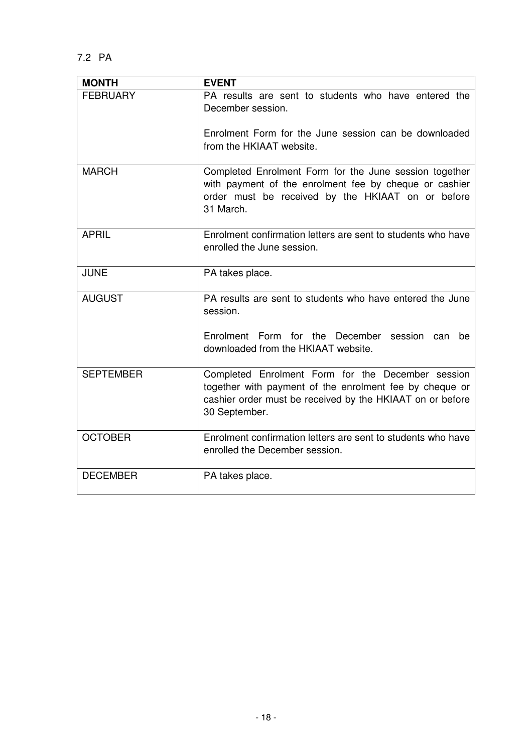## 7.2 PA

| MONTH | EVENT |
|---|---|
| FEBRUARY | PA results are sent to students who have entered the December session.<br><br>Enrolment Form for the June session can be downloaded from the HKIAAT website. |
| MARCH | Completed Enrolment Form for the June session together with payment of the enrolment fee by cheque or cashier order must be received by the HKIAAT on or before 31 March. |
| APRIL | Enrolment confirmation letters are sent to students who have enrolled the June session. |
| JUNE | PA takes place. |
| AUGUST | PA results are sent to students who have entered the June session.<br><br>Enrolment Form for the December session can be downloaded from the HKIAAT website. |
| SEPTEMBER | Completed Enrolment Form for the December session together with payment of the enrolment fee by cheque or cashier order must be received by the HKIAAT on or before 30 September. |
| OCTOBER | Enrolment confirmation letters are sent to students who have enrolled the December session. |
| DECEMBER | PA takes place. |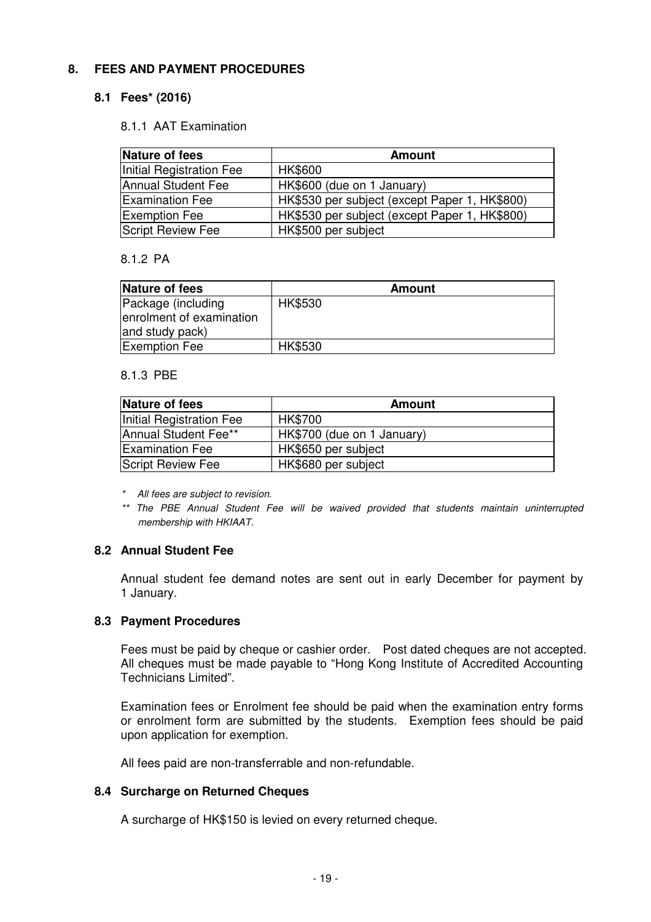## 8. FEES AND PAYMENT PROCEDURES

### 8.1 Fees* (2016)

8.1.1 AAT Examination

| Nature of fees | Amount |
|---|---|
| Initial Registration Fee | HK$600 |
| Annual Student Fee | HK$600 (due on 1 January) |
| Examination Fee | HK$530 per subject (except Paper 1, HK$800) |
| Exemption Fee | HK$530 per subject (except Paper 1, HK$800) |
| Script Review Fee | HK$500 per subject |

8.1.2 PA

| Nature of fees | Amount |
|---|---|
| Package (including enrolment of examination and study pack) | HK$530 |
| Exemption Fee | HK$530 |

8.1.3 PBE

| Nature of fees | Amount |
|---|---|
| Initial Registration Fee | HK$700 |
| Annual Student Fee** | HK$700 (due on 1 January) |
| Examination Fee | HK$650 per subject |
| Script Review Fee | HK$680 per subject |

*\* All fees are subject to revision.*

*\*\* The PBE Annual Student Fee will be waived provided that students maintain uninterrupted membership with HKIAAT.*

### 8.2 Annual Student Fee

Annual student fee demand notes are sent out in early December for payment by 1 January.

### 8.3 Payment Procedures

Fees must be paid by cheque or cashier order. Post dated cheques are not accepted. All cheques must be made payable to "Hong Kong Institute of Accredited Accounting Technicians Limited".

Examination fees or Enrolment fee should be paid when the examination entry forms or enrolment form are submitted by the students. Exemption fees should be paid upon application for exemption.

All fees paid are non-transferrable and non-refundable.

### 8.4 Surcharge on Returned Cheques

A surcharge of HK$150 is levied on every returned cheque.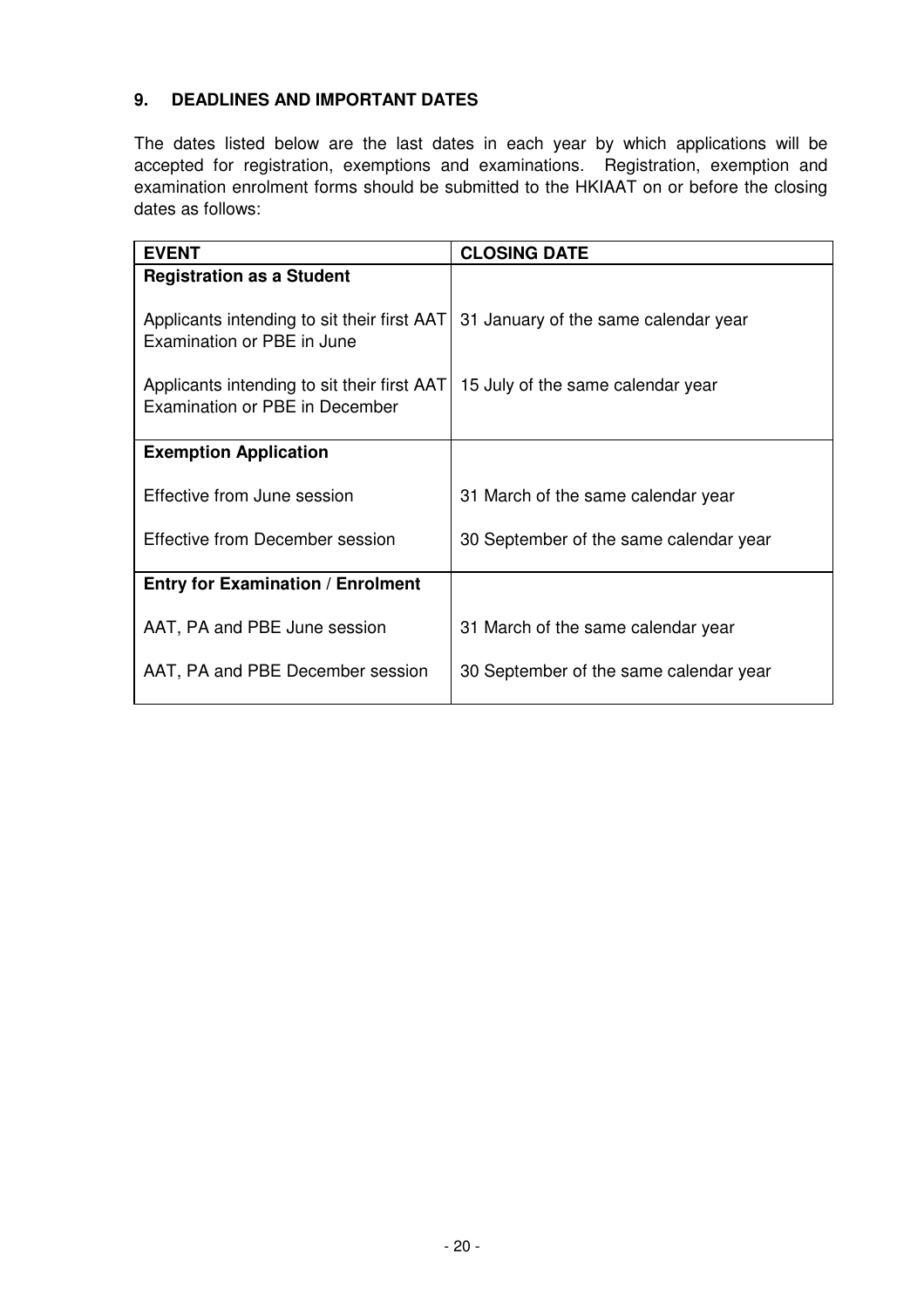## 9. DEADLINES AND IMPORTANT DATES

The dates listed below are the last dates in each year by which applications will be accepted for registration, exemptions and examinations. Registration, exemption and examination enrolment forms should be submitted to the HKIAAT on or before the closing dates as follows:

| EVENT | CLOSING DATE |
|---|---|
| **Registration as a Student** | |
| Applicants intending to sit their first AAT Examination or PBE in June | 31 January of the same calendar year |
| Applicants intending to sit their first AAT Examination or PBE in December | 15 July of the same calendar year |
| **Exemption Application** | |
| Effective from June session | 31 March of the same calendar year |
| Effective from December session | 30 September of the same calendar year |
| **Entry for Examination / Enrolment** | |
| AAT, PA and PBE June session | 31 March of the same calendar year |
| AAT, PA and PBE December session | 30 September of the same calendar year |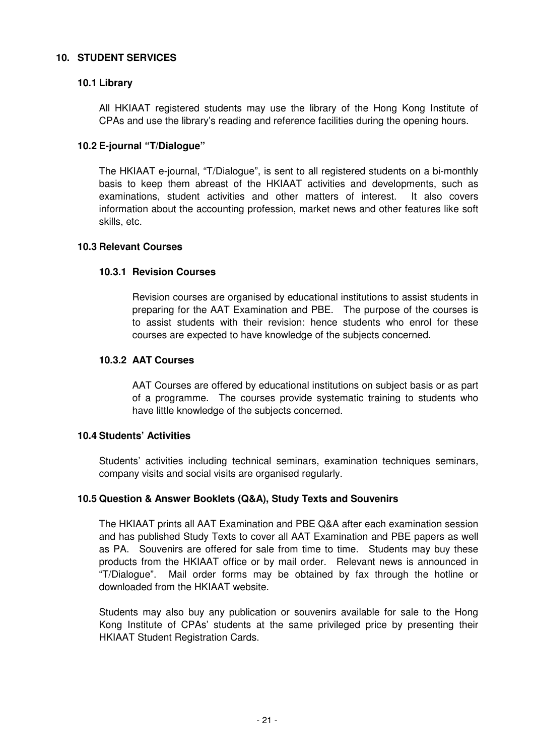## 10. STUDENT SERVICES

### 10.1 Library

All HKIAAT registered students may use the library of the Hong Kong Institute of CPAs and use the library's reading and reference facilities during the opening hours.

### 10.2 E-journal "T/Dialogue"

The HKIAAT e-journal, "T/Dialogue", is sent to all registered students on a bi-monthly basis to keep them abreast of the HKIAAT activities and developments, such as examinations, student activities and other matters of interest. It also covers information about the accounting profession, market news and other features like soft skills, etc.

### 10.3 Relevant Courses

#### 10.3.1 Revision Courses

Revision courses are organised by educational institutions to assist students in preparing for the AAT Examination and PBE. The purpose of the courses is to assist students with their revision: hence students who enrol for these courses are expected to have knowledge of the subjects concerned.

#### 10.3.2 AAT Courses

AAT Courses are offered by educational institutions on subject basis or as part of a programme. The courses provide systematic training to students who have little knowledge of the subjects concerned.

### 10.4 Students' Activities

Students' activities including technical seminars, examination techniques seminars, company visits and social visits are organised regularly.

### 10.5 Question & Answer Booklets (Q&A), Study Texts and Souvenirs

The HKIAAT prints all AAT Examination and PBE Q&A after each examination session and has published Study Texts to cover all AAT Examination and PBE papers as well as PA. Souvenirs are offered for sale from time to time. Students may buy these products from the HKIAAT office or by mail order. Relevant news is announced in "T/Dialogue". Mail order forms may be obtained by fax through the hotline or downloaded from the HKIAAT website.

Students may also buy any publication or souvenirs available for sale to the Hong Kong Institute of CPAs' students at the same privileged price by presenting their HKIAAT Student Registration Cards.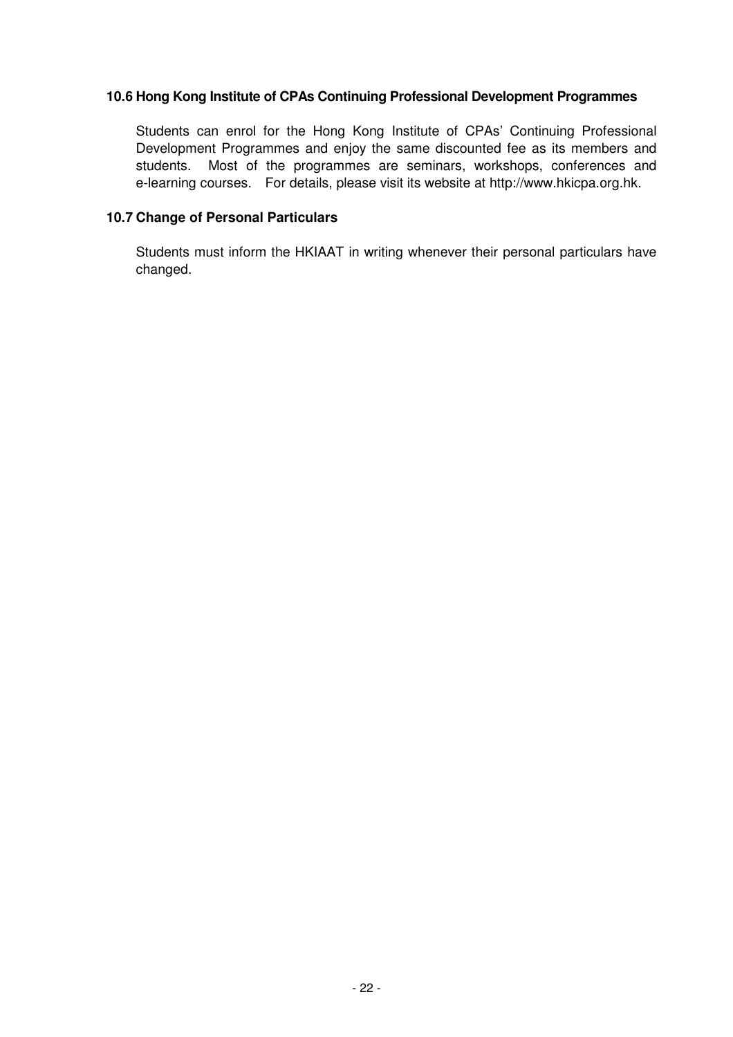### 10.6 Hong Kong Institute of CPAs Continuing Professional Development Programmes

Students can enrol for the Hong Kong Institute of CPAs' Continuing Professional Development Programmes and enjoy the same discounted fee as its members and students. Most of the programmes are seminars, workshops, conferences and e-learning courses. For details, please visit its website at http://www.hkicpa.org.hk.

### 10.7 Change of Personal Particulars

Students must inform the HKIAAT in writing whenever their personal particulars have changed.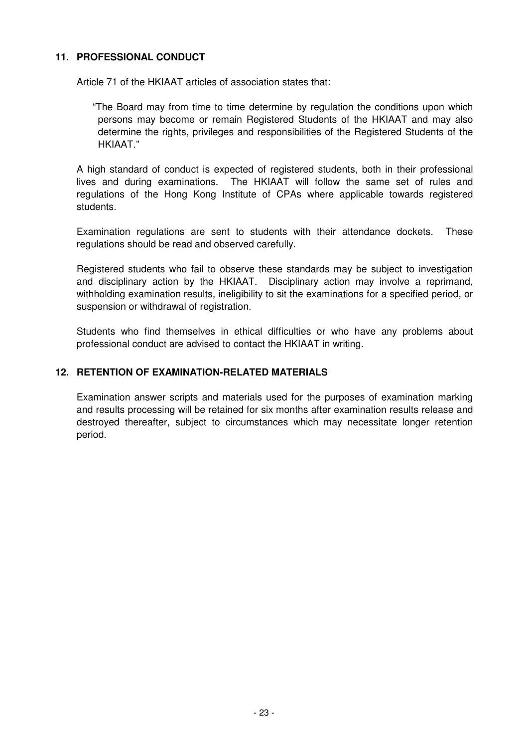## 11. PROFESSIONAL CONDUCT

Article 71 of the HKIAAT articles of association states that:

> "The Board may from time to time determine by regulation the conditions upon which persons may become or remain Registered Students of the HKIAAT and may also determine the rights, privileges and responsibilities of the Registered Students of the HKIAAT."

A high standard of conduct is expected of registered students, both in their professional lives and during examinations. The HKIAAT will follow the same set of rules and regulations of the Hong Kong Institute of CPAs where applicable towards registered students.

Examination regulations are sent to students with their attendance dockets. These regulations should be read and observed carefully.

Registered students who fail to observe these standards may be subject to investigation and disciplinary action by the HKIAAT. Disciplinary action may involve a reprimand, withholding examination results, ineligibility to sit the examinations for a specified period, or suspension or withdrawal of registration.

Students who find themselves in ethical difficulties or who have any problems about professional conduct are advised to contact the HKIAAT in writing.

## 12. RETENTION OF EXAMINATION-RELATED MATERIALS

Examination answer scripts and materials used for the purposes of examination marking and results processing will be retained for six months after examination results release and destroyed thereafter, subject to circumstances which may necessitate longer retention period.